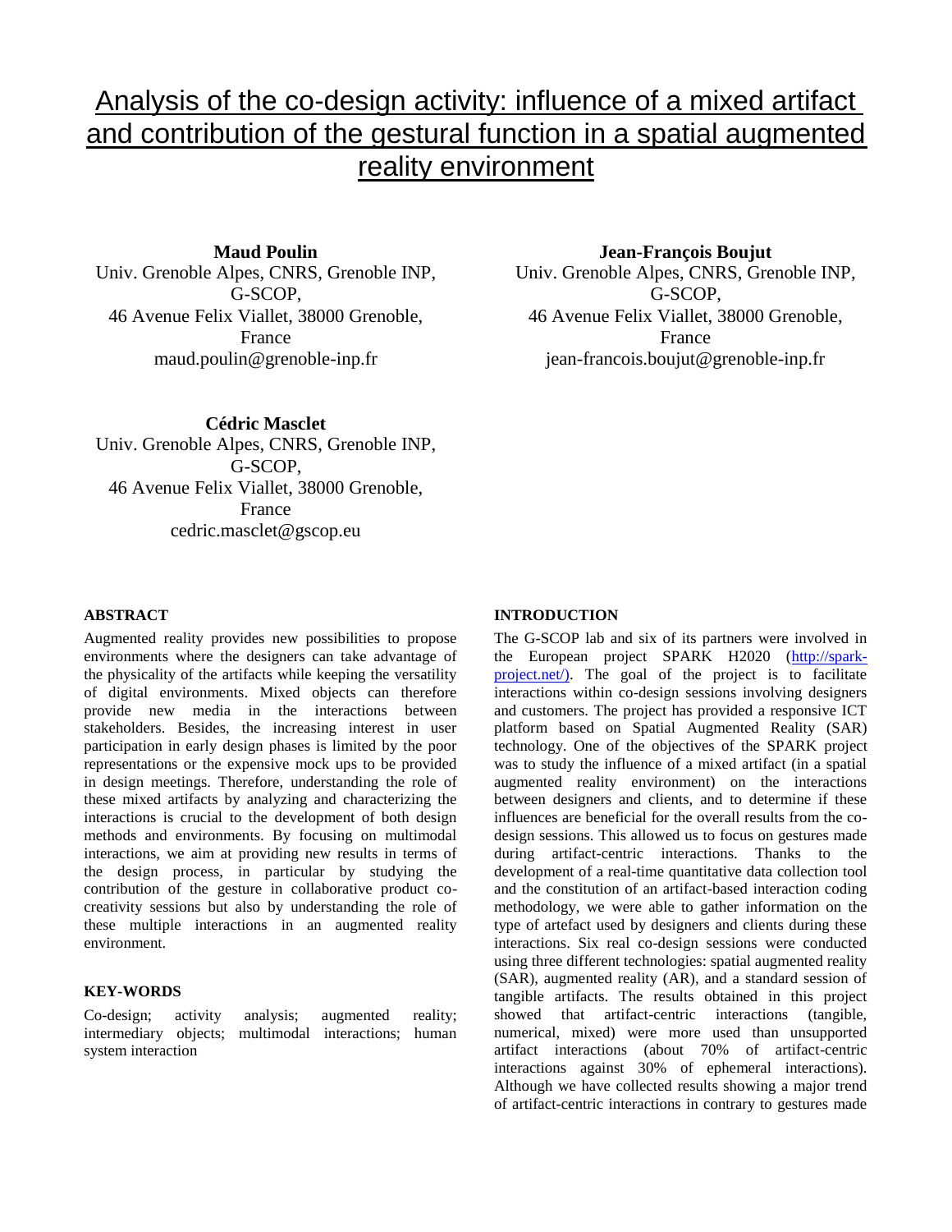# Analysis of the co-design activity: influence of a mixed artifact and contribution of the gestural function in a spatial augmented reality environment

**Maud Poulin**
Univ. Grenoble Alpes, CNRS, Grenoble INP, G-SCOP,
46 Avenue Felix Viallet, 38000 Grenoble, France
maud.poulin@grenoble-inp.fr

**Jean-François Boujut**
Univ. Grenoble Alpes, CNRS, Grenoble INP, G-SCOP,
46 Avenue Felix Viallet, 38000 Grenoble, France
jean-francois.boujut@grenoble-inp.fr

**Cédric Masclet**
Univ. Grenoble Alpes, CNRS, Grenoble INP, G-SCOP,
46 Avenue Felix Viallet, 38000 Grenoble, France
cedric.masclet@gscop.eu

## ABSTRACT

Augmented reality provides new possibilities to propose environments where the designers can take advantage of the physicality of the artifacts while keeping the versatility of digital environments. Mixed objects can therefore provide new media in the interactions between stakeholders. Besides, the increasing interest in user participation in early design phases is limited by the poor representations or the expensive mock ups to be provided in design meetings. Therefore, understanding the role of these mixed artifacts by analyzing and characterizing the interactions is crucial to the development of both design methods and environments. By focusing on multimodal interactions, we aim at providing new results in terms of the design process, in particular by studying the contribution of the gesture in collaborative product co-creativity sessions but also by understanding the role of these multiple interactions in an augmented reality environment.

## KEY-WORDS

Co-design; activity analysis; augmented reality; intermediary objects; multimodal interactions; human system interaction

## INTRODUCTION

The G-SCOP lab and six of its partners were involved in the European project SPARK H2020 (http://spark-project.net/). The goal of the project is to facilitate interactions within co-design sessions involving designers and customers. The project has provided a responsive ICT platform based on Spatial Augmented Reality (SAR) technology. One of the objectives of the SPARK project was to study the influence of a mixed artifact (in a spatial augmented reality environment) on the interactions between designers and clients, and to determine if these influences are beneficial for the overall results from the co-design sessions. This allowed us to focus on gestures made during artifact-centric interactions. Thanks to the development of a real-time quantitative data collection tool and the constitution of an artifact-based interaction coding methodology, we were able to gather information on the type of artefact used by designers and clients during these interactions. Six real co-design sessions were conducted using three different technologies: spatial augmented reality (SAR), augmented reality (AR), and a standard session of tangible artifacts. The results obtained in this project showed that artifact-centric interactions (tangible, numerical, mixed) were more used than unsupported artifact interactions (about 70% of artifact-centric interactions against 30% of ephemeral interactions). Although we have collected results showing a major trend of artifact-centric interactions in contrary to gestures made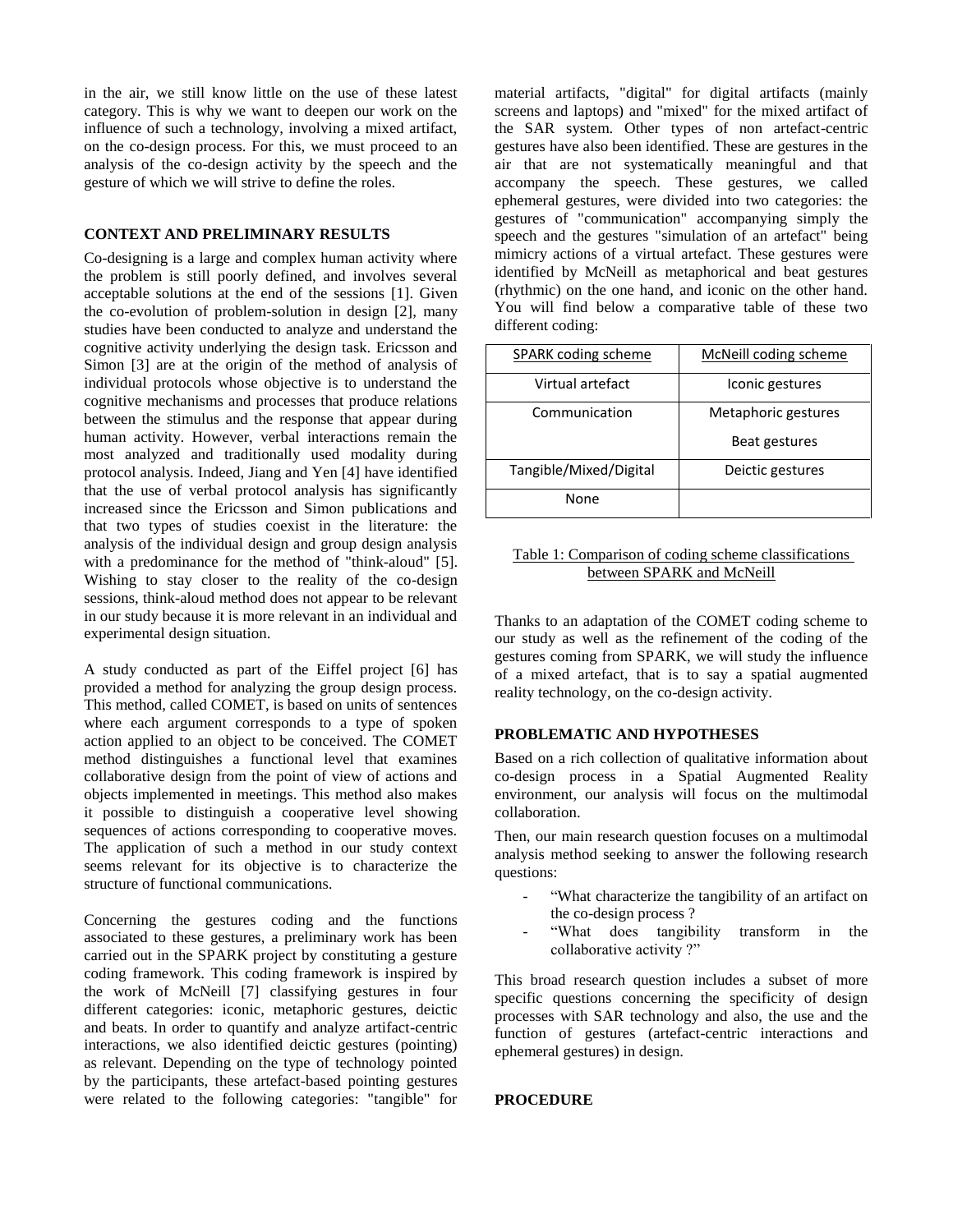in the air, we still know little on the use of these latest category. This is why we want to deepen our work on the influence of such a technology, involving a mixed artifact, on the co-design process. For this, we must proceed to an analysis of the co-design activity by the speech and the gesture of which we will strive to define the roles.

## CONTEXT AND PRELIMINARY RESULTS

Co-designing is a large and complex human activity where the problem is still poorly defined, and involves several acceptable solutions at the end of the sessions [1]. Given the co-evolution of problem-solution in design [2], many studies have been conducted to analyze and understand the cognitive activity underlying the design task. Ericsson and Simon [3] are at the origin of the method of analysis of individual protocols whose objective is to understand the cognitive mechanisms and processes that produce relations between the stimulus and the response that appear during human activity. However, verbal interactions remain the most analyzed and traditionally used modality during protocol analysis. Indeed, Jiang and Yen [4] have identified that the use of verbal protocol analysis has significantly increased since the Ericsson and Simon publications and that two types of studies coexist in the literature: the analysis of the individual design and group design analysis with a predominance for the method of "think-aloud" [5]. Wishing to stay closer to the reality of the co-design sessions, think-aloud method does not appear to be relevant in our study because it is more relevant in an individual and experimental design situation.

A study conducted as part of the Eiffel project [6] has provided a method for analyzing the group design process. This method, called COMET, is based on units of sentences where each argument corresponds to a type of spoken action applied to an object to be conceived. The COMET method distinguishes a functional level that examines collaborative design from the point of view of actions and objects implemented in meetings. This method also makes it possible to distinguish a cooperative level showing sequences of actions corresponding to cooperative moves. The application of such a method in our study context seems relevant for its objective is to characterize the structure of functional communications.

Concerning the gestures coding and the functions associated to these gestures, a preliminary work has been carried out in the SPARK project by constituting a gesture coding framework. This coding framework is inspired by the work of McNeill [7] classifying gestures in four different categories: iconic, metaphoric gestures, deictic and beats. In order to quantify and analyze artifact-centric interactions, we also identified deictic gestures (pointing) as relevant. Depending on the type of technology pointed by the participants, these artefact-based pointing gestures were related to the following categories: "tangible" for material artifacts, "digital" for digital artifacts (mainly screens and laptops) and "mixed" for the mixed artifact of the SAR system. Other types of non artefact-centric gestures have also been identified. These are gestures in the air that are not systematically meaningful and that accompany the speech. These gestures, we called ephemeral gestures, were divided into two categories: the gestures of "communication" accompanying simply the speech and the gestures "simulation of an artefact" being mimicry actions of a virtual artefact. These gestures were identified by McNeill as metaphorical and beat gestures (rhythmic) on the one hand, and iconic on the other hand. You will find below a comparative table of these two different coding:

| SPARK coding scheme | McNeill coding scheme |
|---|---|
| Virtual artefact | Iconic gestures |
| Communication | Metaphoric gestures<br>Beat gestures |
| Tangible/Mixed/Digital | Deictic gestures |
| None | |

Table 1: Comparison of coding scheme classifications between SPARK and McNeill

Thanks to an adaptation of the COMET coding scheme to our study as well as the refinement of the coding of the gestures coming from SPARK, we will study the influence of a mixed artefact, that is to say a spatial augmented reality technology, on the co-design activity.

## PROBLEMATIC AND HYPOTHESES

Based on a rich collection of qualitative information about co-design process in a Spatial Augmented Reality environment, our analysis will focus on the multimodal collaboration.

Then, our main research question focuses on a multimodal analysis method seeking to answer the following research questions:

- "What characterize the tangibility of an artifact on the co-design process ?
- "What does tangibility transform in the collaborative activity ?"

This broad research question includes a subset of more specific questions concerning the specificity of design processes with SAR technology and also, the use and the function of gestures (artefact-centric interactions and ephemeral gestures) in design.

## PROCEDURE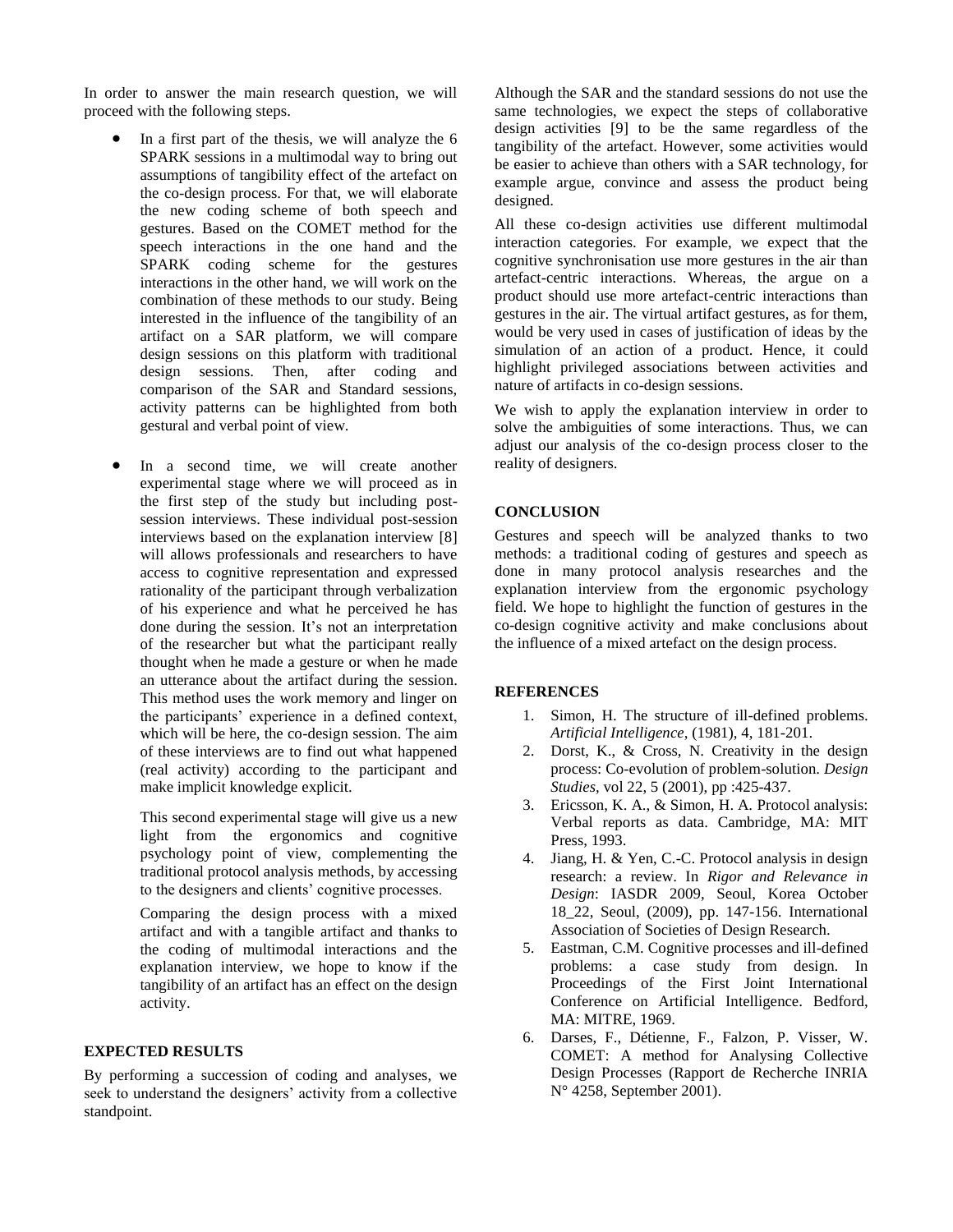In order to answer the main research question, we will proceed with the following steps.

- In a first part of the thesis, we will analyze the 6 SPARK sessions in a multimodal way to bring out assumptions of tangibility effect of the artefact on the co-design process. For that, we will elaborate the new coding scheme of both speech and gestures. Based on the COMET method for the speech interactions in the one hand and the SPARK coding scheme for the gestures interactions in the other hand, we will work on the combination of these methods to our study. Being interested in the influence of the tangibility of an artifact on a SAR platform, we will compare design sessions on this platform with traditional design sessions. Then, after coding and comparison of the SAR and Standard sessions, activity patterns can be highlighted from both gestural and verbal point of view.

- In a second time, we will create another experimental stage where we will proceed as in the first step of the study but including post-session interviews. These individual post-session interviews based on the explanation interview [8] will allows professionals and researchers to have access to cognitive representation and expressed rationality of the participant through verbalization of his experience and what he perceived he has done during the session. It's not an interpretation of the researcher but what the participant really thought when he made a gesture or when he made an utterance about the artifact during the session. This method uses the work memory and linger on the participants' experience in a defined context, which will be here, the co-design session. The aim of these interviews are to find out what happened (real activity) according to the participant and make implicit knowledge explicit.

  This second experimental stage will give us a new light from the ergonomics and cognitive psychology point of view, complementing the traditional protocol analysis methods, by accessing to the designers and clients' cognitive processes.

  Comparing the design process with a mixed artifact and with a tangible artifact and thanks to the coding of multimodal interactions and the explanation interview, we hope to know if the tangibility of an artifact has an effect on the design activity.

## EXPECTED RESULTS

By performing a succession of coding and analyses, we seek to understand the designers' activity from a collective standpoint.

Although the SAR and the standard sessions do not use the same technologies, we expect the steps of collaborative design activities [9] to be the same regardless of the tangibility of the artefact. However, some activities would be easier to achieve than others with a SAR technology, for example argue, convince and assess the product being designed.

All these co-design activities use different multimodal interaction categories. For example, we expect that the cognitive synchronisation use more gestures in the air than artefact-centric interactions. Whereas, the argue on a product should use more artefact-centric interactions than gestures in the air. The virtual artifact gestures, as for them, would be very used in cases of justification of ideas by the simulation of an action of a product. Hence, it could highlight privileged associations between activities and nature of artifacts in co-design sessions.

We wish to apply the explanation interview in order to solve the ambiguities of some interactions. Thus, we can adjust our analysis of the co-design process closer to the reality of designers.

## CONCLUSION

Gestures and speech will be analyzed thanks to two methods: a traditional coding of gestures and speech as done in many protocol analysis researches and the explanation interview from the ergonomic psychology field. We hope to highlight the function of gestures in the co-design cognitive activity and make conclusions about the influence of a mixed artefact on the design process.

## REFERENCES

1. Simon, H. The structure of ill-defined problems. *Artificial Intelligence*, (1981), 4, 181-201.
2. Dorst, K., & Cross, N. Creativity in the design process: Co-evolution of problem-solution. *Design Studies*, vol 22, 5 (2001), pp :425-437.
3. Ericsson, K. A., & Simon, H. A. Protocol analysis: Verbal reports as data. Cambridge, MA: MIT Press, 1993.
4. Jiang, H. & Yen, C.-C. Protocol analysis in design research: a review. In *Rigor and Relevance in Design*: IASDR 2009, Seoul, Korea October 18_22, Seoul, (2009), pp. 147-156. International Association of Societies of Design Research.
5. Eastman, C.M. Cognitive processes and ill-defined problems: a case study from design. In Proceedings of the First Joint International Conference on Artificial Intelligence. Bedford, MA: MITRE, 1969.
6. Darses, F., Détienne, F., Falzon, P. Visser, W. COMET: A method for Analysing Collective Design Processes (Rapport de Recherche INRIA N° 4258, September 2001).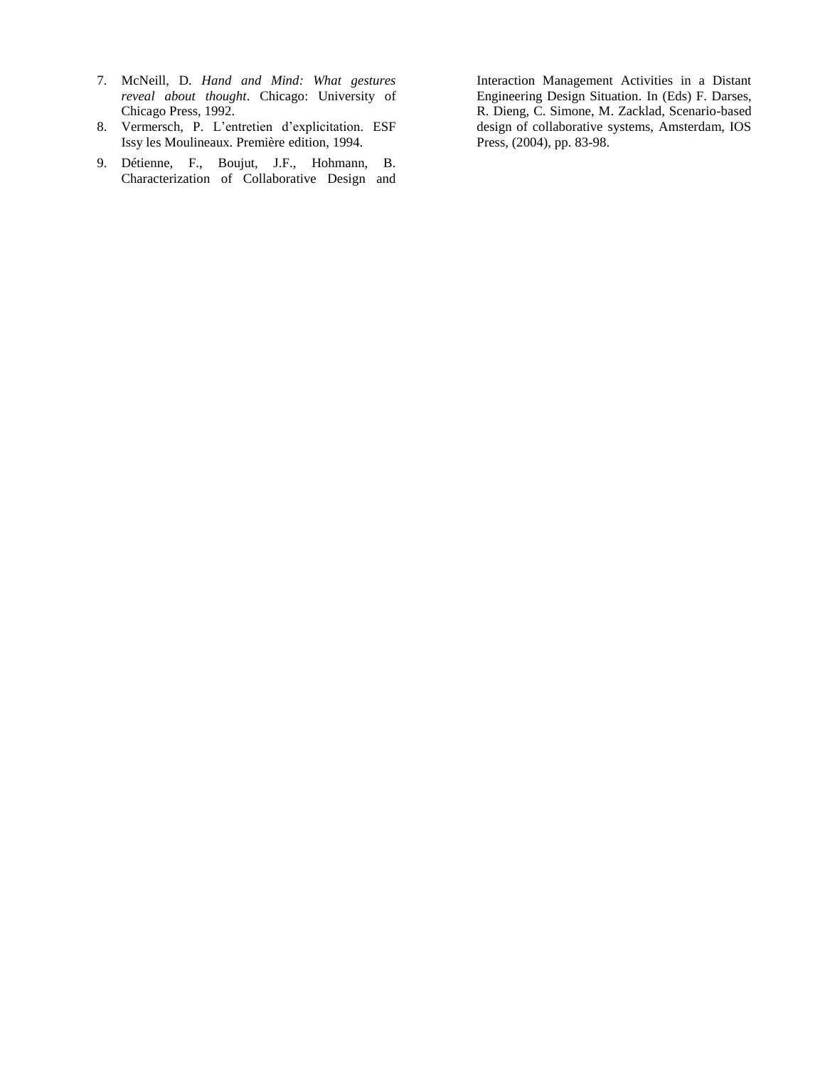7. McNeill, D. *Hand and Mind: What gestures reveal about thought*. Chicago: University of Chicago Press, 1992.
8. Vermersch, P. L'entretien d'explicitation. ESF Issy les Moulineaux. Première edition, 1994.
9. Détienne, F., Boujut, J.F., Hohmann, B. Characterization of Collaborative Design and Interaction Management Activities in a Distant Engineering Design Situation. In (Eds) F. Darses, R. Dieng, C. Simone, M. Zacklad, Scenario-based design of collaborative systems, Amsterdam, IOS Press, (2004), pp. 83-98.